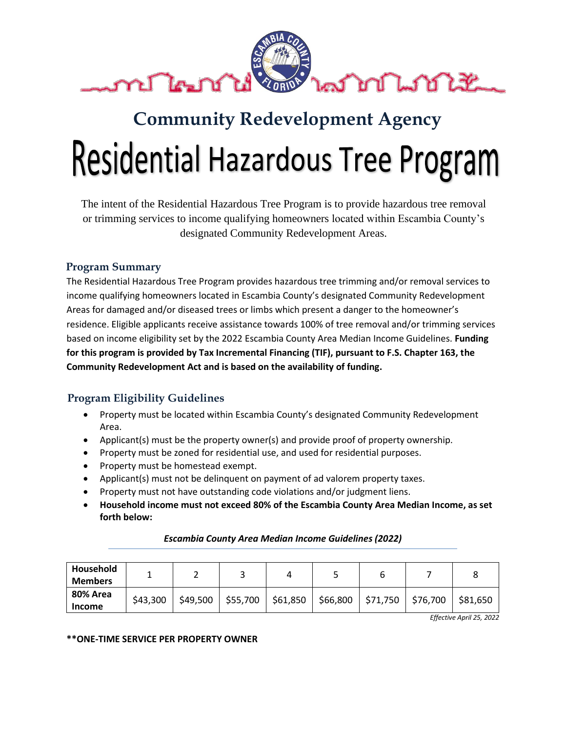# Community Redevelopment Agency

# Residential Hazardous Tree Program

The intent of the Residential Hazardous Tree Program is to provide hazardous tree removal or trimming services to income qualifying homeowners located within Escambia County's designated Community Redevelopment Areas.

## Program Summary

The Residential Hazardous Tree Program provides hazardous tree trimming and/or removal services to income qualifying homeowners located in Escambia County's designated Community Redevelopment Areas for damaged and/or diseased trees or limbs which present a danger to the homeowner's residence. Eligible applicants receive assistance towards 100% of tree removal and/or trimming services based on income eligibility set by the 2022 Escambia County Area Median Income Guidelines. **Funding for this program is provided by Tax Incremental Financing (TIF), pursuant to F.S. Chapter 163, the Community Redevelopment Act and is based on the availability of funding.**

## Program Eligibility Guidelines

- Property must be located within Escambia County's designated Community Redevelopment Area.
- Applicant(s) must be the property owner(s) and provide proof of property ownership.
- Property must be zoned for residential use, and used for residential purposes.
- Property must be homestead exempt.
- Applicant(s) must not be delinquent on payment of ad valorem property taxes.
- Property must not have outstanding code violations and/or judgment liens.
- **Household income must not exceed 80% of the Escambia County Area Median Income, as set forth below:**

***Escambia County Area Median Income Guidelines (2022)***

| **Household Members** | 1 | 2 | 3 | 4 | 5 | 6 | 7 | 8 |
|---|---|---|---|---|---|---|---|---|
| **80% Area Income** | $43,300 | $49,500 | $55,700 | $61,850 | $66,800 | $71,750 | $76,700 | $81,650 |

*Effective April 25, 2022*

**\*\*ONE-TIME SERVICE PER PROPERTY OWNER**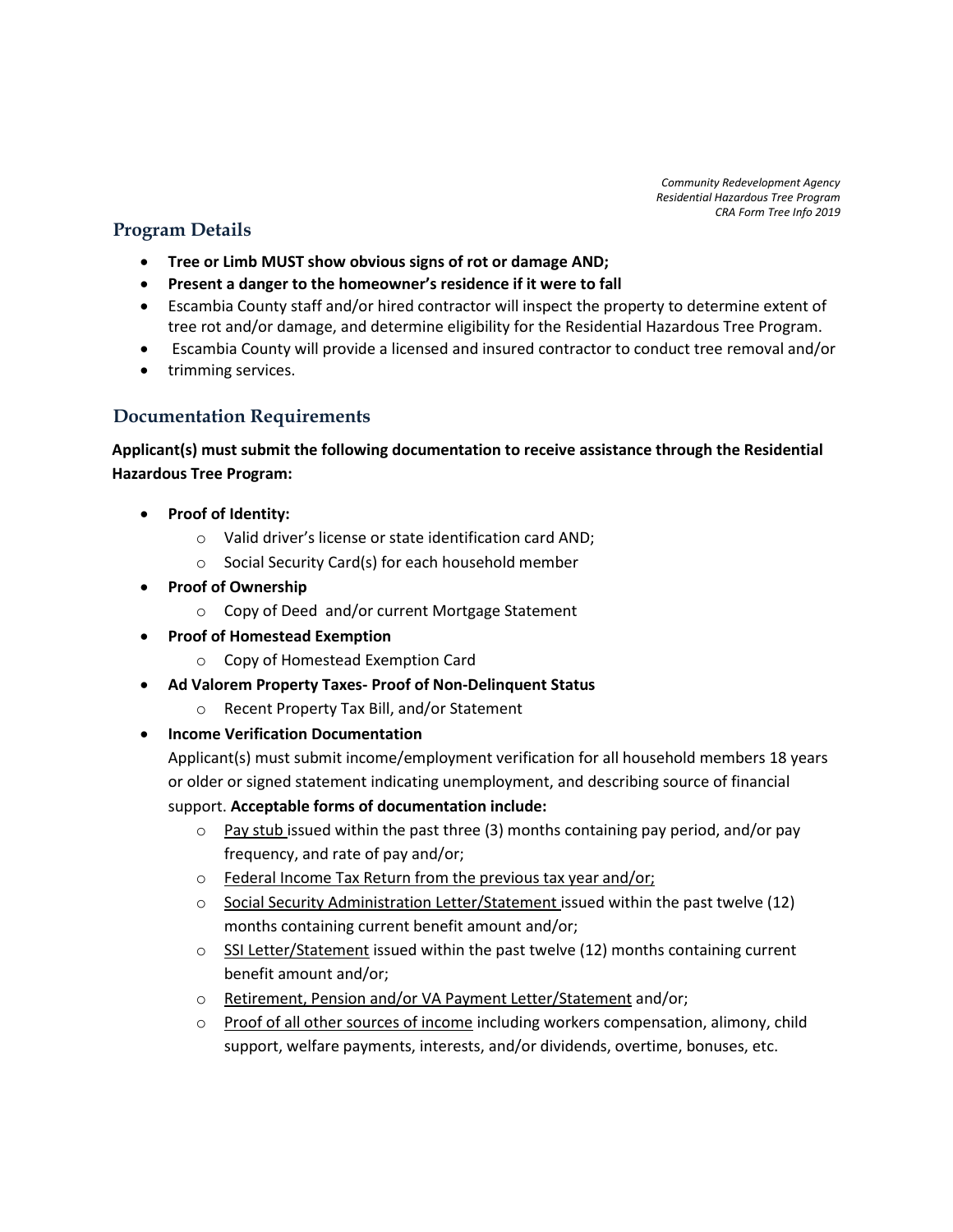*Community Redevelopment Agency*
*Residential Hazardous Tree Program*
*CRA Form Tree Info 2019*

## Program Details

- **Tree or Limb MUST show obvious signs of rot or damage AND;**
- **Present a danger to the homeowner's residence if it were to fall**
- Escambia County staff and/or hired contractor will inspect the property to determine extent of tree rot and/or damage, and determine eligibility for the Residential Hazardous Tree Program.
- Escambia County will provide a licensed and insured contractor to conduct tree removal and/or
- trimming services.

## Documentation Requirements

**Applicant(s) must submit the following documentation to receive assistance through the Residential Hazardous Tree Program:**

- **Proof of Identity:**
  - Valid driver's license or state identification card AND;
  - Social Security Card(s) for each household member
- **Proof of Ownership**
  - Copy of Deed and/or current Mortgage Statement
- **Proof of Homestead Exemption**
  - Copy of Homestead Exemption Card
- **Ad Valorem Property Taxes- Proof of Non-Delinquent Status**
  - Recent Property Tax Bill, and/or Statement
- **Income Verification Documentation**

  Applicant(s) must submit income/employment verification for all household members 18 years or older or signed statement indicating unemployment, and describing source of financial support. **Acceptable forms of documentation include:**
  - <u>Pay stub</u> issued within the past three (3) months containing pay period, and/or pay frequency, and rate of pay and/or;
  - <u>Federal Income Tax Return from the previous tax year and/or;</u>
  - <u>Social Security Administration Letter/Statement</u> issued within the past twelve (12) months containing current benefit amount and/or;
  - <u>SSI Letter/Statement</u> issued within the past twelve (12) months containing current benefit amount and/or;
  - <u>Retirement, Pension and/or VA Payment Letter/Statement</u> and/or;
  - <u>Proof of all other sources of income</u> including workers compensation, alimony, child support, welfare payments, interests, and/or dividends, overtime, bonuses, etc.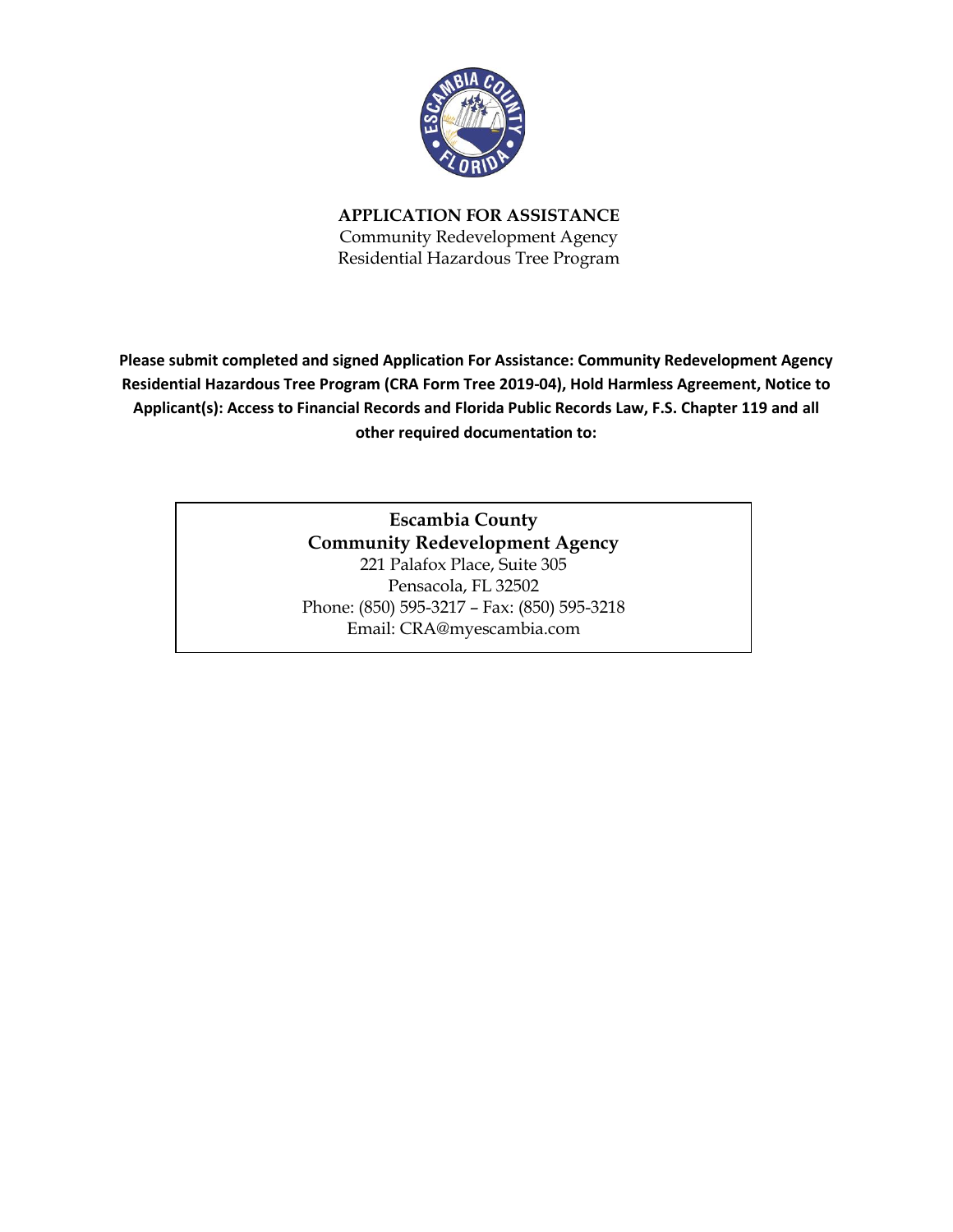**APPLICATION FOR ASSISTANCE**
Community Redevelopment Agency
Residential Hazardous Tree Program

**Please submit completed and signed Application For Assistance: Community Redevelopment Agency Residential Hazardous Tree Program (CRA Form Tree 2019-04), Hold Harmless Agreement, Notice to Applicant(s): Access to Financial Records and Florida Public Records Law, F.S. Chapter 119 and all other required documentation to:**

**Escambia County**
**Community Redevelopment Agency**
221 Palafox Place, Suite 305
Pensacola, FL 32502
Phone: (850) 595-3217 – Fax: (850) 595-3218
Email: CRA@myescambia.com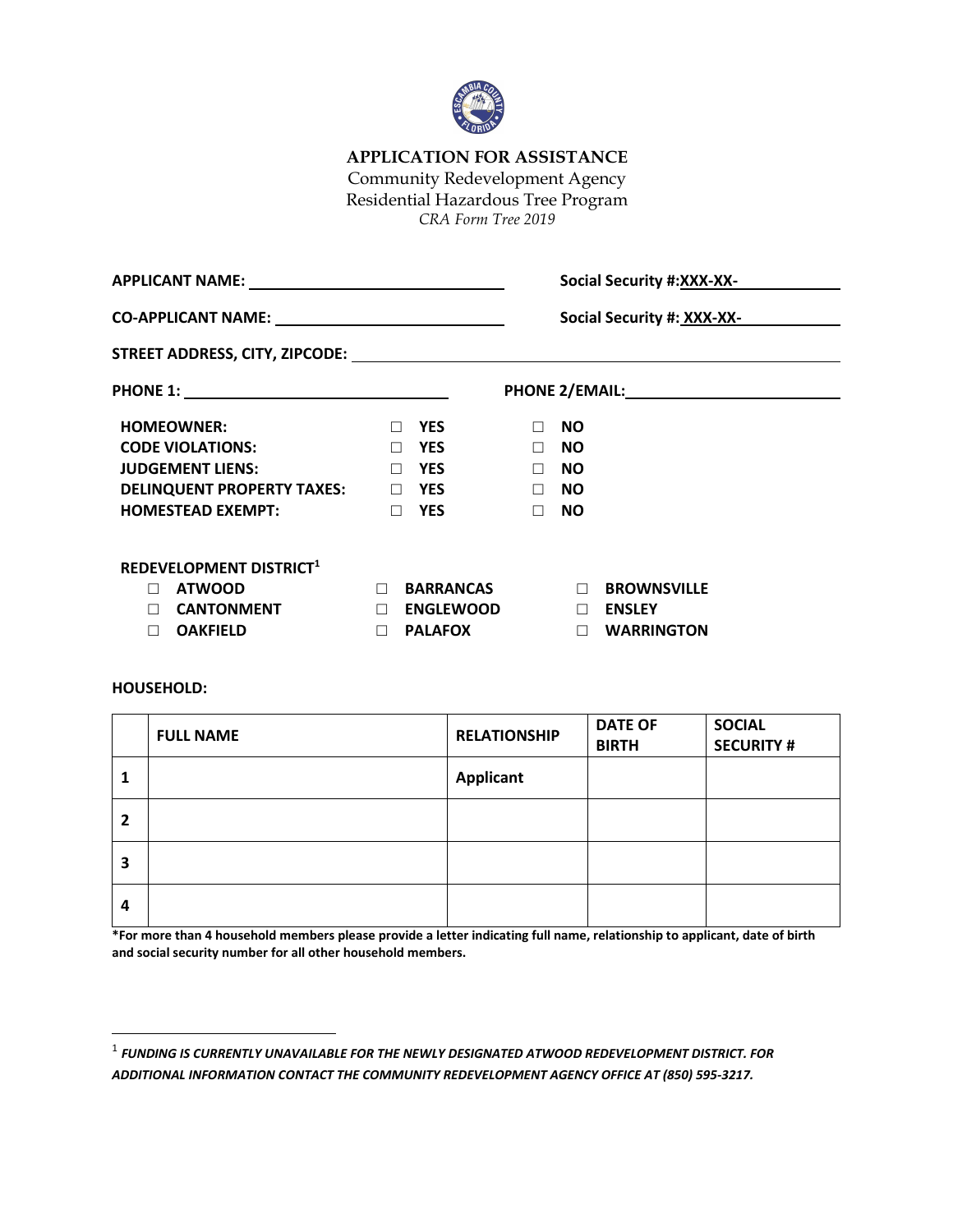# APPLICATION FOR ASSISTANCE

Community Redevelopment Agency
Residential Hazardous Tree Program
*CRA Form Tree 2019*

**APPLICANT NAME:** ______________________________ **Social Security #:XXX-XX-**____________

**CO-APPLICANT NAME:** ___________________________ **Social Security #: XXX-XX-**____________

**STREET ADDRESS, CITY, ZIPCODE:** ____________________________________________________

**PHONE 1:** ______________________________ **PHONE 2/EMAIL:**______________________

| | | |
|---|---|---|
| **HOMEOWNER:** | ☐ **YES** | ☐ **NO** |
| **CODE VIOLATIONS:** | ☐ **YES** | ☐ **NO** |
| **JUDGEMENT LIENS:** | ☐ **YES** | ☐ **NO** |
| **DELINQUENT PROPERTY TAXES:** | ☐ **YES** | ☐ **NO** |
| **HOMESTEAD EXEMPT:** | ☐ **YES** | ☐ **NO** |

**REDEVELOPMENT DISTRICT**[1]

| | | |
|---|---|---|
| ☐ **ATWOOD** | ☐ **BARRANCAS** | ☐ **BROWNSVILLE** |
| ☐ **CANTONMENT** | ☐ **ENGLEWOOD** | ☐ **ENSLEY** |
| ☐ **OAKFIELD** | ☐ **PALAFOX** | ☐ **WARRINGTON** |

**HOUSEHOLD:**

| | FULL NAME | RELATIONSHIP | DATE OF BIRTH | SOCIAL SECURITY # |
|---|---|---|---|---|
| **1** | | **Applicant** | | |
| **2** | | | | |
| **3** | | | | |
| **4** | | | | |

**\*For more than 4 household members please provide a letter indicating full name, relationship to applicant, date of birth and social security number for all other household members.**

---

[1] ***FUNDING IS CURRENTLY UNAVAILABLE FOR THE NEWLY DESIGNATED ATWOOD REDEVELOPMENT DISTRICT. FOR ADDITIONAL INFORMATION CONTACT THE COMMUNITY REDEVELOPMENT AGENCY OFFICE AT (850) 595-3217.***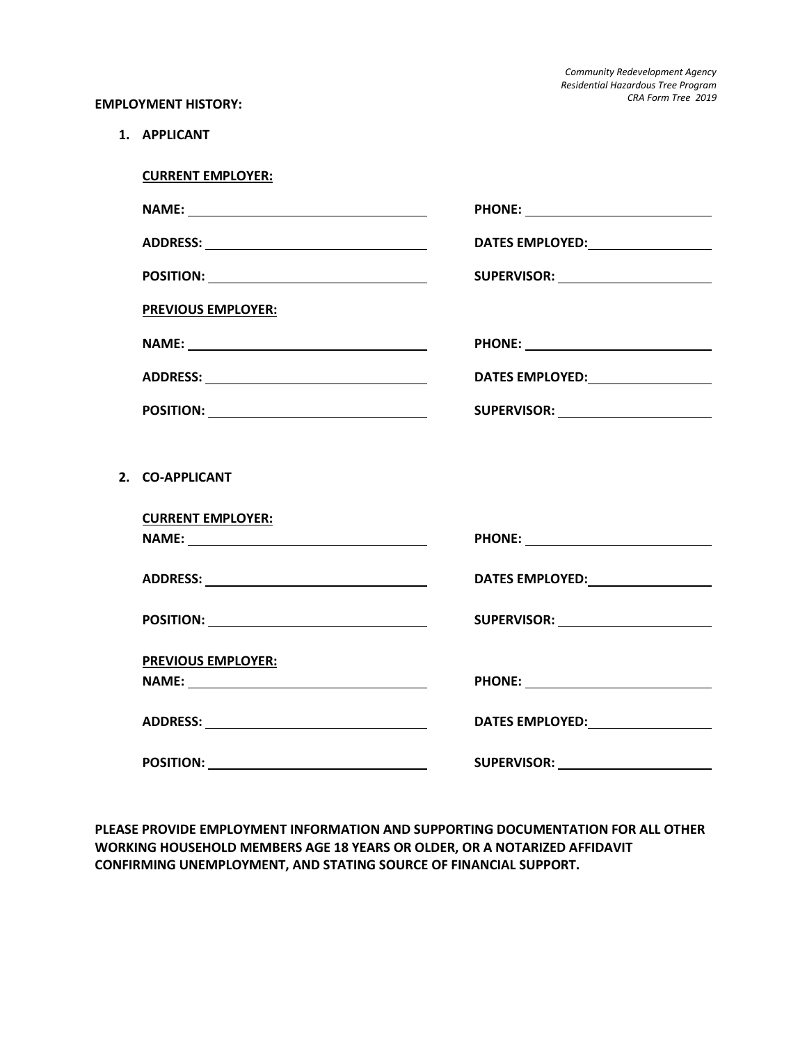*Community Redevelopment Agency*
*Residential Hazardous Tree Program*
*CRA Form Tree 2019*

**EMPLOYMENT HISTORY:**

1. **APPLICANT**

   **CURRENT EMPLOYER:**

   **NAME:** ______________________________ **PHONE:** ______________________________

   **ADDRESS:** ______________________________ **DATES EMPLOYED:** ______________________________

   **POSITION:** ______________________________ **SUPERVISOR:** ______________________________

   **PREVIOUS EMPLOYER:**

   **NAME:** ______________________________ **PHONE:** ______________________________

   **ADDRESS:** ______________________________ **DATES EMPLOYED:** ______________________________

   **POSITION:** ______________________________ **SUPERVISOR:** ______________________________

2. **CO-APPLICANT**

   **CURRENT EMPLOYER:**

   **NAME:** ______________________________ **PHONE:** ______________________________

   **ADDRESS:** ______________________________ **DATES EMPLOYED:** ______________________________

   **POSITION:** ______________________________ **SUPERVISOR:** ______________________________

   **PREVIOUS EMPLOYER:**

   **NAME:** ______________________________ **PHONE:** ______________________________

   **ADDRESS:** ______________________________ **DATES EMPLOYED:** ______________________________

   **POSITION:** ______________________________ **SUPERVISOR:** ______________________________

**PLEASE PROVIDE EMPLOYMENT INFORMATION AND SUPPORTING DOCUMENTATION FOR ALL OTHER WORKING HOUSEHOLD MEMBERS AGE 18 YEARS OR OLDER, OR A NOTARIZED AFFIDAVIT CONFIRMING UNEMPLOYMENT, AND STATING SOURCE OF FINANCIAL SUPPORT.**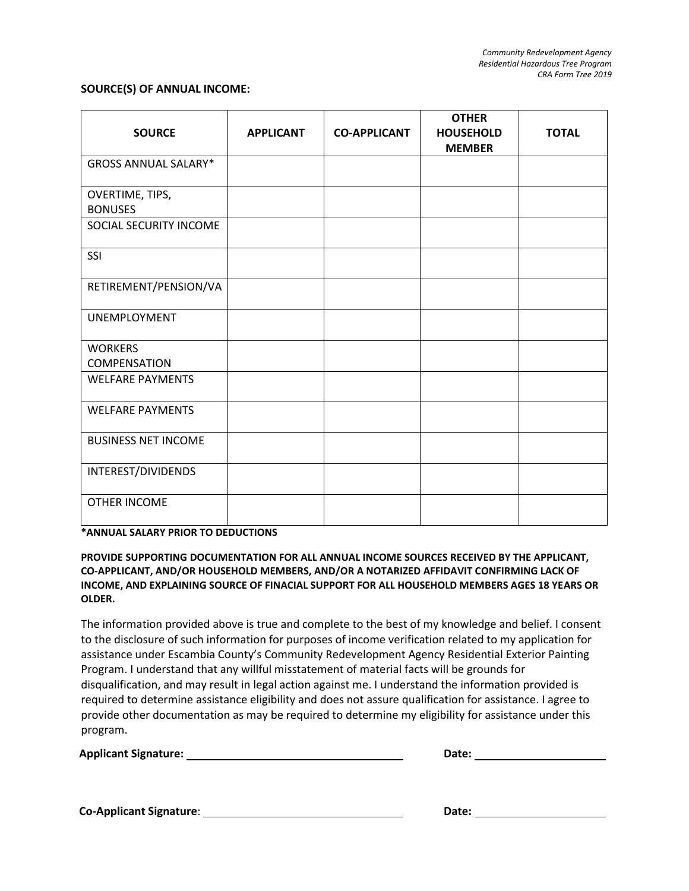**SOURCE(S) OF ANNUAL INCOME:**

| SOURCE | APPLICANT | CO-APPLICANT | OTHER HOUSEHOLD MEMBER | TOTAL |
|---|---|---|---|---|
| GROSS ANNUAL SALARY* | | | | |
| OVERTIME, TIPS, BONUSES | | | | |
| SOCIAL SECURITY INCOME | | | | |
| SSI | | | | |
| RETIREMENT/PENSION/VA | | | | |
| UNEMPLOYMENT | | | | |
| WORKERS COMPENSATION | | | | |
| WELFARE PAYMENTS | | | | |
| WELFARE PAYMENTS | | | | |
| BUSINESS NET INCOME | | | | |
| INTEREST/DIVIDENDS | | | | |
| OTHER INCOME | | | | |

**\*ANNUAL SALARY PRIOR TO DEDUCTIONS**

**PROVIDE SUPPORTING DOCUMENTATION FOR ALL ANNUAL INCOME SOURCES RECEIVED BY THE APPLICANT, CO-APPLICANT, AND/OR HOUSEHOLD MEMBERS, AND/OR A NOTARIZED AFFIDAVIT CONFIRMING LACK OF INCOME, AND EXPLAINING SOURCE OF FINACIAL SUPPORT FOR ALL HOUSEHOLD MEMBERS AGES 18 YEARS OR OLDER.**

The information provided above is true and complete to the best of my knowledge and belief. I consent to the disclosure of such information for purposes of income verification related to my application for assistance under Escambia County's Community Redevelopment Agency Residential Exterior Painting Program. I understand that any willful misstatement of material facts will be grounds for disqualification, and may result in legal action against me. I understand the information provided is required to determine assistance eligibility and does not assure qualification for assistance. I agree to provide other documentation as may be required to determine my eligibility for assistance under this program.

**Applicant Signature:** ______________________________ **Date:** ____________________

**Co-Applicant Signature**: ______________________________ **Date:** ____________________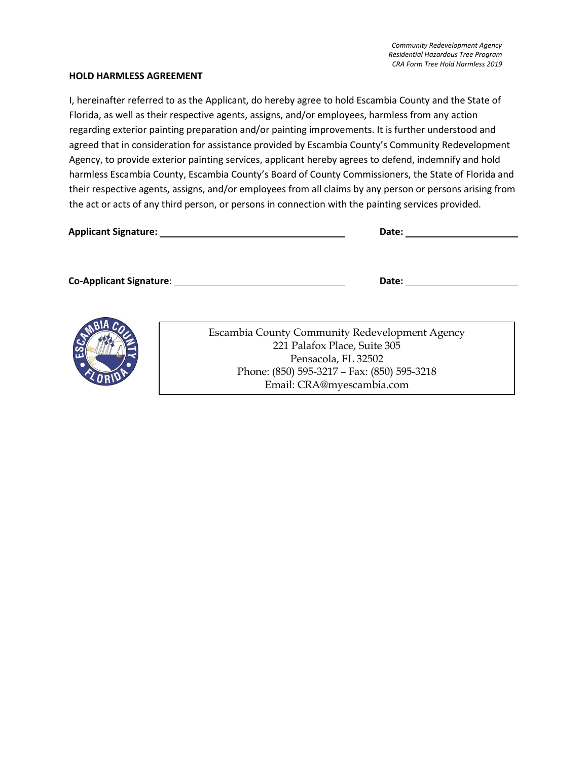*Community Redevelopment Agency*
*Residential Hazardous Tree Program*
*CRA Form Tree Hold Harmless 2019*

**HOLD HARMLESS AGREEMENT**

I, hereinafter referred to as the Applicant, do hereby agree to hold Escambia County and the State of Florida, as well as their respective agents, assigns, and/or employees, harmless from any action regarding exterior painting preparation and/or painting improvements. It is further understood and agreed that in consideration for assistance provided by Escambia County's Community Redevelopment Agency, to provide exterior painting services, applicant hereby agrees to defend, indemnify and hold harmless Escambia County, Escambia County's Board of County Commissioners, the State of Florida and their respective agents, assigns, and/or employees from all claims by any person or persons arising from the act or acts of any third person, or persons in connection with the painting services provided.

**Applicant Signature:** ______________________________ **Date:** ____________________

**Co-Applicant Signature**: ______________________________ **Date:** ____________________

Escambia County Community Redevelopment Agency
221 Palafox Place, Suite 305
Pensacola, FL 32502
Phone: (850) 595-3217 – Fax: (850) 595-3218
Email: CRA@myescambia.com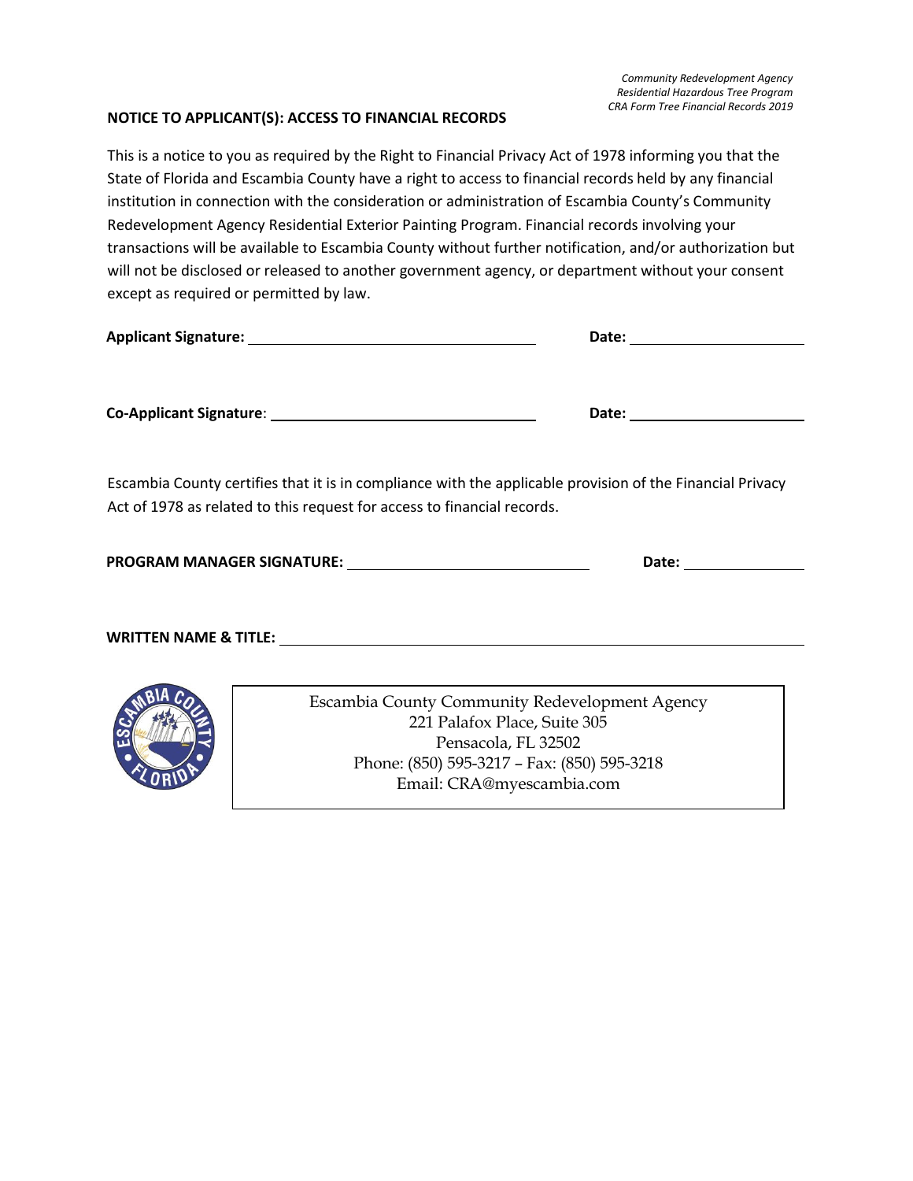*Community Redevelopment Agency*
*Residential Hazardous Tree Program*
*CRA Form Tree Financial Records 2019*

**NOTICE TO APPLICANT(S): ACCESS TO FINANCIAL RECORDS**

This is a notice to you as required by the Right to Financial Privacy Act of 1978 informing you that the State of Florida and Escambia County have a right to access to financial records held by any financial institution in connection with the consideration or administration of Escambia County's Community Redevelopment Agency Residential Exterior Painting Program. Financial records involving your transactions will be available to Escambia County without further notification, and/or authorization but will not be disclosed or released to another government agency, or department without your consent except as required or permitted by law.

**Applicant Signature:** ______________________________ **Date:** ____________________

**Co-Applicant Signature**: ______________________________ **Date:** ____________________

Escambia County certifies that it is in compliance with the applicable provision of the Financial Privacy Act of 1978 as related to this request for access to financial records.

**PROGRAM MANAGER SIGNATURE:** ______________________________ **Date:** ______________

**WRITTEN NAME & TITLE:** ____________________________________________________________

Escambia County Community Redevelopment Agency
221 Palafox Place, Suite 305
Pensacola, FL 32502
Phone: (850) 595-3217 – Fax: (850) 595-3218
Email: CRA@myescambia.com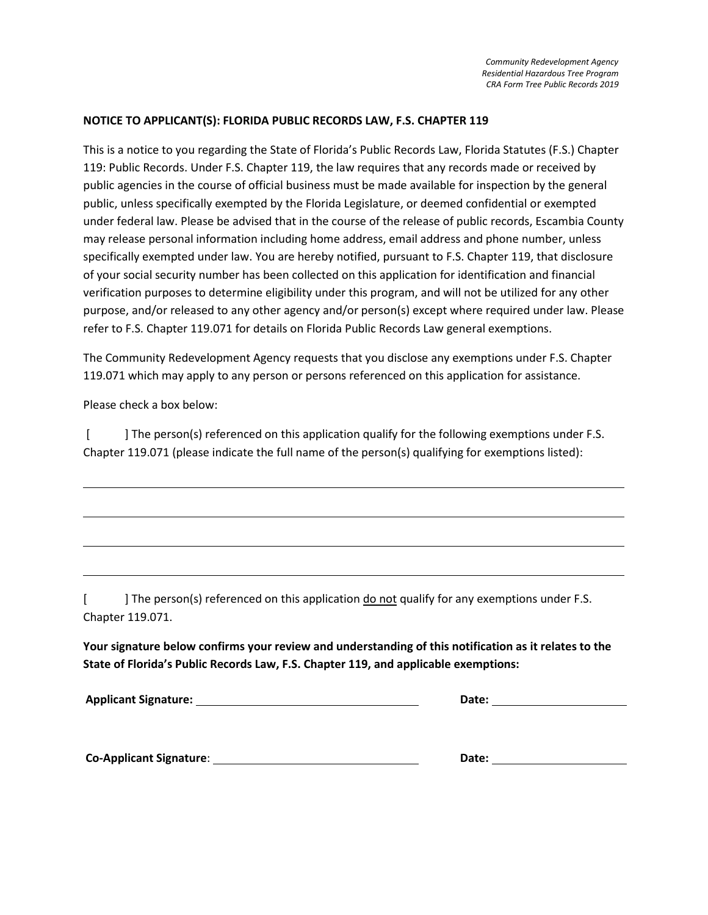*Community Redevelopment Agency*
*Residential Hazardous Tree Program*
*CRA Form Tree Public Records 2019*

**NOTICE TO APPLICANT(S): FLORIDA PUBLIC RECORDS LAW, F.S. CHAPTER 119**

This is a notice to you regarding the State of Florida's Public Records Law, Florida Statutes (F.S.) Chapter 119: Public Records. Under F.S. Chapter 119, the law requires that any records made or received by public agencies in the course of official business must be made available for inspection by the general public, unless specifically exempted by the Florida Legislature, or deemed confidential or exempted under federal law. Please be advised that in the course of the release of public records, Escambia County may release personal information including home address, email address and phone number, unless specifically exempted under law. You are hereby notified, pursuant to F.S. Chapter 119, that disclosure of your social security number has been collected on this application for identification and financial verification purposes to determine eligibility under this program, and will not be utilized for any other purpose, and/or released to any other agency and/or person(s) except where required under law. Please refer to F.S. Chapter 119.071 for details on Florida Public Records Law general exemptions.

The Community Redevelopment Agency requests that you disclose any exemptions under F.S. Chapter 119.071 which may apply to any person or persons referenced on this application for assistance.

Please check a box below:

[ ] The person(s) referenced on this application qualify for the following exemptions under F.S. Chapter 119.071 (please indicate the full name of the person(s) qualifying for exemptions listed):

______________________________________________________________________________

______________________________________________________________________________

______________________________________________________________________________

______________________________________________________________________________

[ ] The person(s) referenced on this application <u>do not</u> qualify for any exemptions under F.S. Chapter 119.071.

**Your signature below confirms your review and understanding of this notification as it relates to the State of Florida's Public Records Law, F.S. Chapter 119, and applicable exemptions:**

**Applicant Signature:** ______________________________ **Date:** ____________________

**Co-Applicant Signature**: ____________________________ **Date:** ____________________